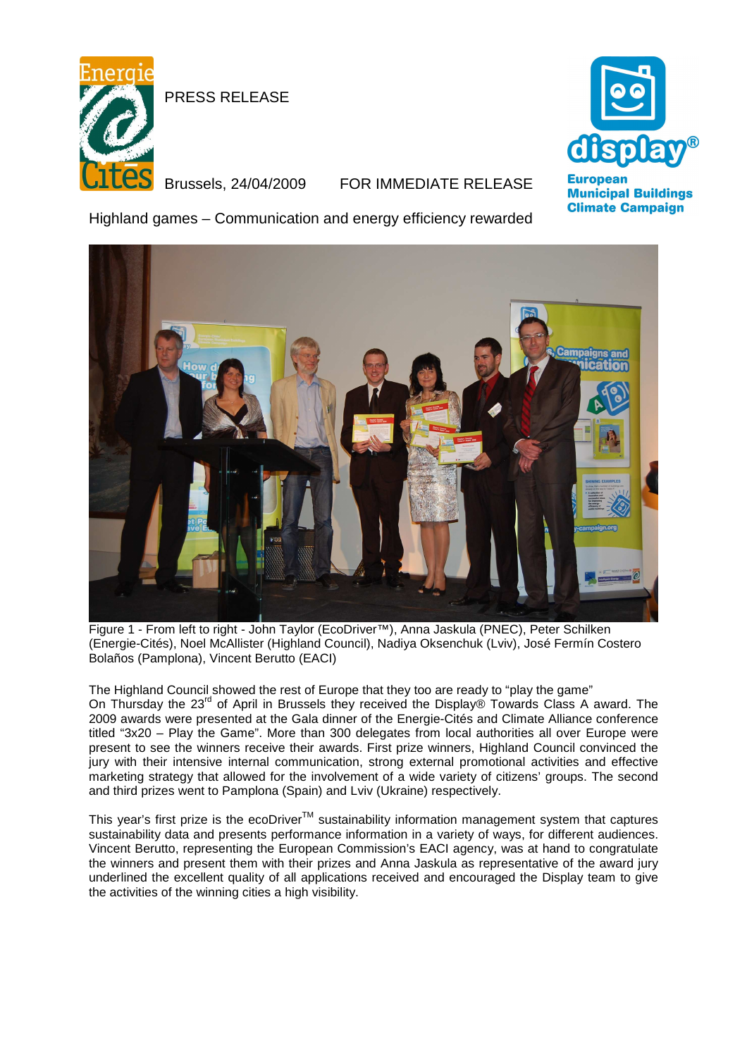PRESS RELEASE

Brussels, 24/04/2009 FOR IMMEDIATE RELEASE

European Municipal Buildings Climate Campaign

Highland games – Communication and energy efficiency rewarded

Figure 1 - From left to right - John Taylor (EcoDriver™), Anna Jaskula (PNEC), Peter Schilken (Energie-Cités), Noel McAllister (Highland Council), Nadiya Oksenchuk (Lviv), José Fermín Costero Bolaños (Pamplona), Vincent Berutto (EACI)

The Highland Council showed the rest of Europe that they too are ready to "play the game"
On Thursday the 23rd of April in Brussels they received the Display® Towards Class A award. The 2009 awards were presented at the Gala dinner of the Energie-Cités and Climate Alliance conference titled "3x20 – Play the Game". More than 300 delegates from local authorities all over Europe were present to see the winners receive their awards. First prize winners, Highland Council convinced the jury with their intensive internal communication, strong external promotional activities and effective marketing strategy that allowed for the involvement of a wide variety of citizens' groups. The second and third prizes went to Pamplona (Spain) and Lviv (Ukraine) respectively.

This year's first prize is the ecoDriver™ sustainability information management system that captures sustainability data and presents performance information in a variety of ways, for different audiences. Vincent Berutto, representing the European Commission's EACI agency, was at hand to congratulate the winners and present them with their prizes and Anna Jaskula as representative of the award jury underlined the excellent quality of all applications received and encouraged the Display team to give the activities of the winning cities a high visibility.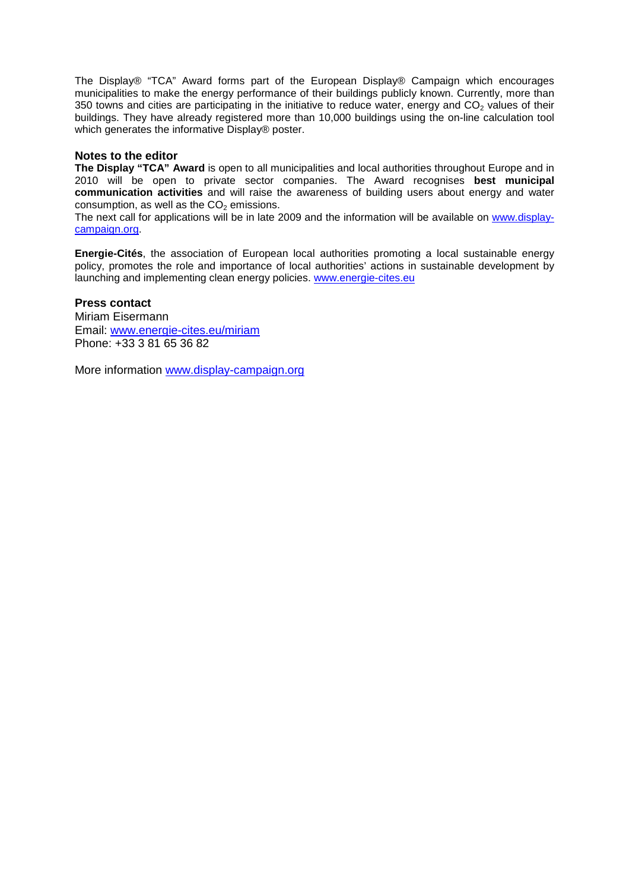The Display® "TCA" Award forms part of the European Display® Campaign which encourages municipalities to make the energy performance of their buildings publicly known. Currently, more than 350 towns and cities are participating in the initiative to reduce water, energy and $CO_2$ values of their buildings. They have already registered more than 10,000 buildings using the on-line calculation tool which generates the informative Display® poster.

### Notes to the editor

**The Display "TCA" Award** is open to all municipalities and local authorities throughout Europe and in 2010 will be open to private sector companies. The Award recognises **best municipal communication activities** and will raise the awareness of building users about energy and water consumption, as well as the $CO_2$ emissions.

The next call for applications will be in late 2009 and the information will be available on www.display-campaign.org.

**Energie-Cités**, the association of European local authorities promoting a local sustainable energy policy, promotes the role and importance of local authorities' actions in sustainable development by launching and implementing clean energy policies. www.energie-cites.eu

### Press contact

Miriam Eisermann
Email: www.energie-cites.eu/miriam
Phone: +33 3 81 65 36 82

More information www.display-campaign.org